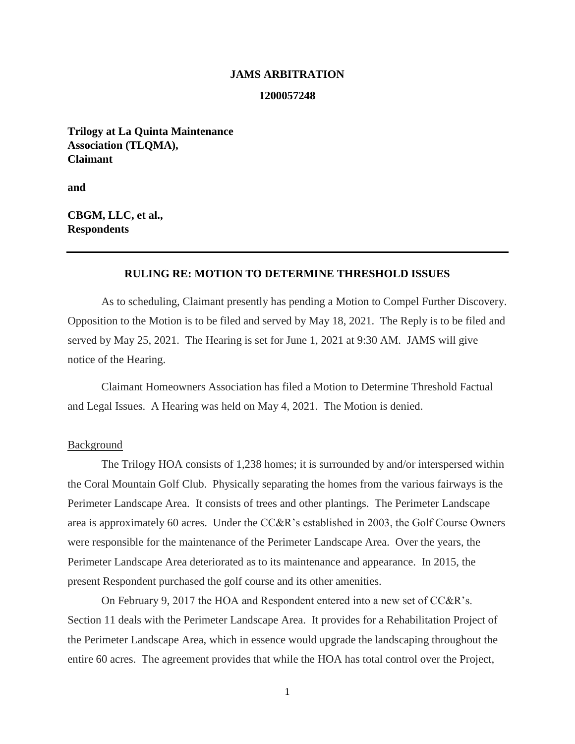**JAMS ARBITRATION**

**1200057248**

**Trilogy at La Quinta Maintenance Association (TLQMA), Claimant**

**and**

**CBGM, LLC, et al., Respondents**

---

## RULING RE: MOTION TO DETERMINE THRESHOLD ISSUES

As to scheduling, Claimant presently has pending a Motion to Compel Further Discovery. Opposition to the Motion is to be filed and served by May 18, 2021. The Reply is to be filed and served by May 25, 2021. The Hearing is set for June 1, 2021 at 9:30 AM. JAMS will give notice of the Hearing.

Claimant Homeowners Association has filed a Motion to Determine Threshold Factual and Legal Issues. A Hearing was held on May 4, 2021. The Motion is denied.

<u>Background</u>

The Trilogy HOA consists of 1,238 homes; it is surrounded by and/or interspersed within the Coral Mountain Golf Club. Physically separating the homes from the various fairways is the Perimeter Landscape Area. It consists of trees and other plantings. The Perimeter Landscape area is approximately 60 acres. Under the CC&R's established in 2003, the Golf Course Owners were responsible for the maintenance of the Perimeter Landscape Area. Over the years, the Perimeter Landscape Area deteriorated as to its maintenance and appearance. In 2015, the present Respondent purchased the golf course and its other amenities.

On February 9, 2017 the HOA and Respondent entered into a new set of CC&R's. Section 11 deals with the Perimeter Landscape Area. It provides for a Rehabilitation Project of the Perimeter Landscape Area, which in essence would upgrade the landscaping throughout the entire 60 acres. The agreement provides that while the HOA has total control over the Project,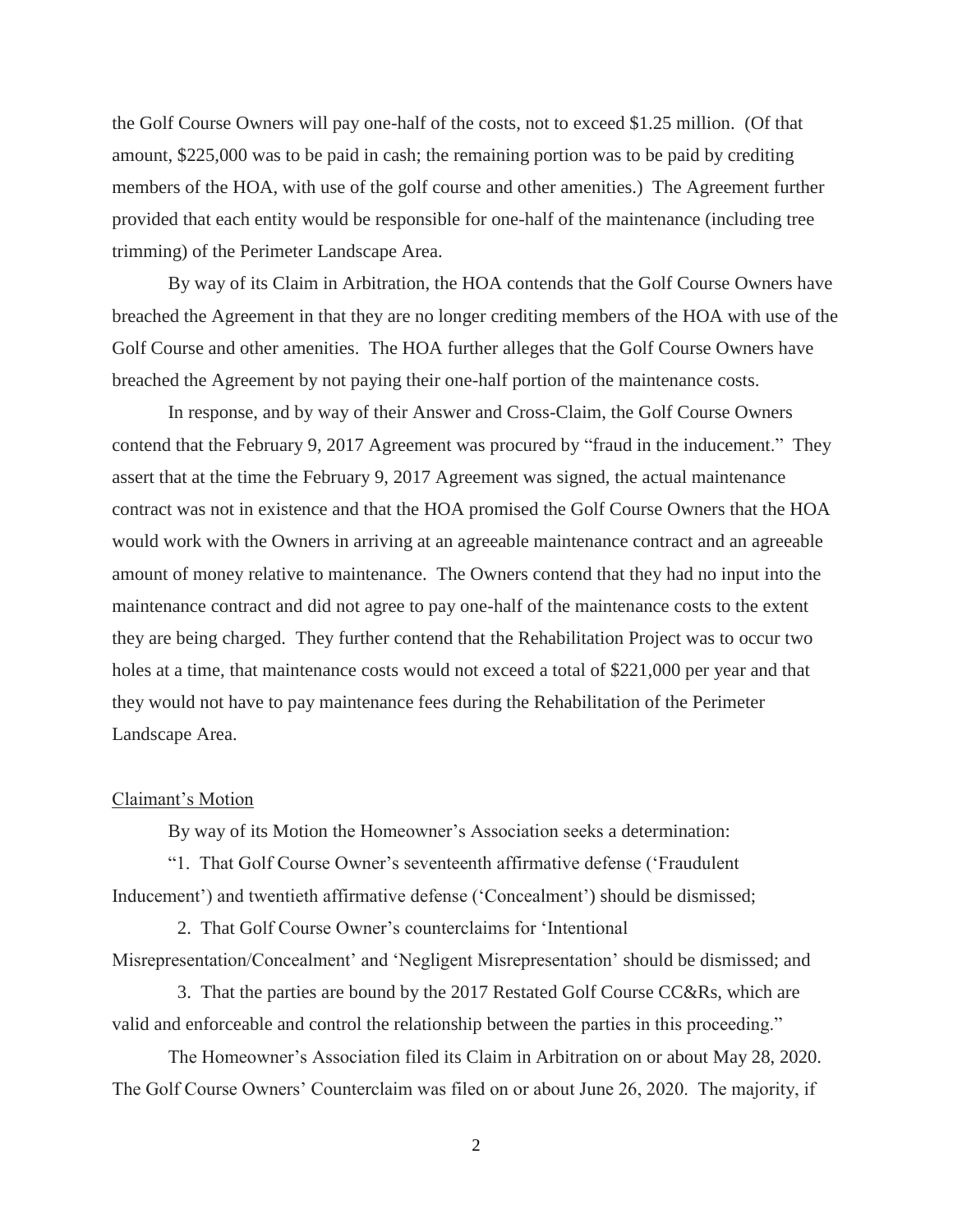the Golf Course Owners will pay one-half of the costs, not to exceed $1.25 million. (Of that amount, $225,000 was to be paid in cash; the remaining portion was to be paid by crediting members of the HOA, with use of the golf course and other amenities.) The Agreement further provided that each entity would be responsible for one-half of the maintenance (including tree trimming) of the Perimeter Landscape Area.

By way of its Claim in Arbitration, the HOA contends that the Golf Course Owners have breached the Agreement in that they are no longer crediting members of the HOA with use of the Golf Course and other amenities. The HOA further alleges that the Golf Course Owners have breached the Agreement by not paying their one-half portion of the maintenance costs.

In response, and by way of their Answer and Cross-Claim, the Golf Course Owners contend that the February 9, 2017 Agreement was procured by "fraud in the inducement." They assert that at the time the February 9, 2017 Agreement was signed, the actual maintenance contract was not in existence and that the HOA promised the Golf Course Owners that the HOA would work with the Owners in arriving at an agreeable maintenance contract and an agreeable amount of money relative to maintenance. The Owners contend that they had no input into the maintenance contract and did not agree to pay one-half of the maintenance costs to the extent they are being charged. They further contend that the Rehabilitation Project was to occur two holes at a time, that maintenance costs would not exceed a total of $221,000 per year and that they would not have to pay maintenance fees during the Rehabilitation of the Perimeter Landscape Area.

Claimant's Motion

By way of its Motion the Homeowner's Association seeks a determination:

"1. That Golf Course Owner's seventeenth affirmative defense ('Fraudulent Inducement') and twentieth affirmative defense ('Concealment') should be dismissed;

2. That Golf Course Owner's counterclaims for 'Intentional Misrepresentation/Concealment' and 'Negligent Misrepresentation' should be dismissed; and

3. That the parties are bound by the 2017 Restated Golf Course CC&Rs, which are valid and enforceable and control the relationship between the parties in this proceeding."

The Homeowner's Association filed its Claim in Arbitration on or about May 28, 2020. The Golf Course Owners' Counterclaim was filed on or about June 26, 2020. The majority, if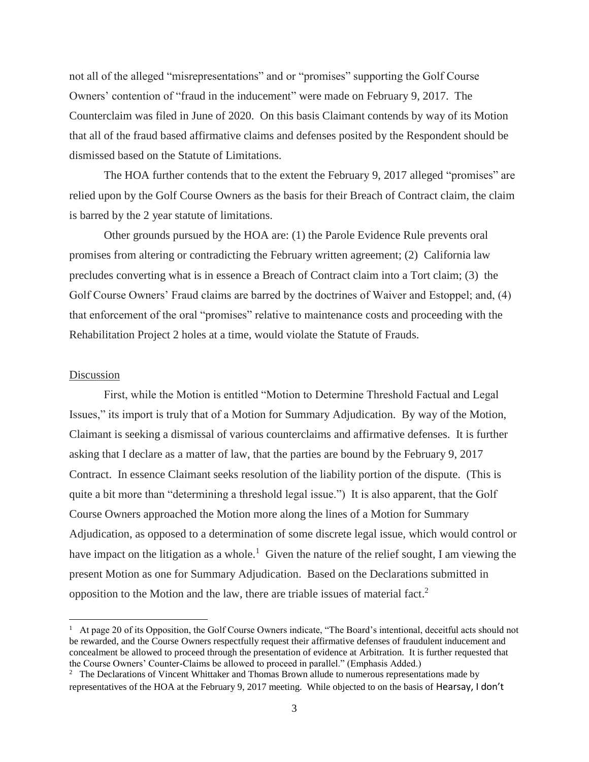not all of the alleged "misrepresentations" and or "promises" supporting the Golf Course Owners' contention of "fraud in the inducement" were made on February 9, 2017. The Counterclaim was filed in June of 2020. On this basis Claimant contends by way of its Motion that all of the fraud based affirmative claims and defenses posited by the Respondent should be dismissed based on the Statute of Limitations.

The HOA further contends that to the extent the February 9, 2017 alleged "promises" are relied upon by the Golf Course Owners as the basis for their Breach of Contract claim, the claim is barred by the 2 year statute of limitations.

Other grounds pursued by the HOA are: (1) the Parole Evidence Rule prevents oral promises from altering or contradicting the February written agreement; (2) California law precludes converting what is in essence a Breach of Contract claim into a Tort claim; (3) the Golf Course Owners' Fraud claims are barred by the doctrines of Waiver and Estoppel; and, (4) that enforcement of the oral "promises" relative to maintenance costs and proceeding with the Rehabilitation Project 2 holes at a time, would violate the Statute of Frauds.

Discussion

First, while the Motion is entitled "Motion to Determine Threshold Factual and Legal Issues," its import is truly that of a Motion for Summary Adjudication. By way of the Motion, Claimant is seeking a dismissal of various counterclaims and affirmative defenses. It is further asking that I declare as a matter of law, that the parties are bound by the February 9, 2017 Contract. In essence Claimant seeks resolution of the liability portion of the dispute. (This is quite a bit more than "determining a threshold legal issue.") It is also apparent, that the Golf Course Owners approached the Motion more along the lines of a Motion for Summary Adjudication, as opposed to a determination of some discrete legal issue, which would control or have impact on the litigation as a whole.[1] Given the nature of the relief sought, I am viewing the present Motion as one for Summary Adjudication. Based on the Declarations submitted in opposition to the Motion and the law, there are triable issues of material fact.[2]

[1] At page 20 of its Opposition, the Golf Course Owners indicate, "The Board's intentional, deceitful acts should not be rewarded, and the Course Owners respectfully request their affirmative defenses of fraudulent inducement and concealment be allowed to proceed through the presentation of evidence at Arbitration. It is further requested that the Course Owners' Counter-Claims be allowed to proceed in parallel." (Emphasis Added.)

[2] The Declarations of Vincent Whittaker and Thomas Brown allude to numerous representations made by representatives of the HOA at the February 9, 2017 meeting. While objected to on the basis of Hearsay, I don't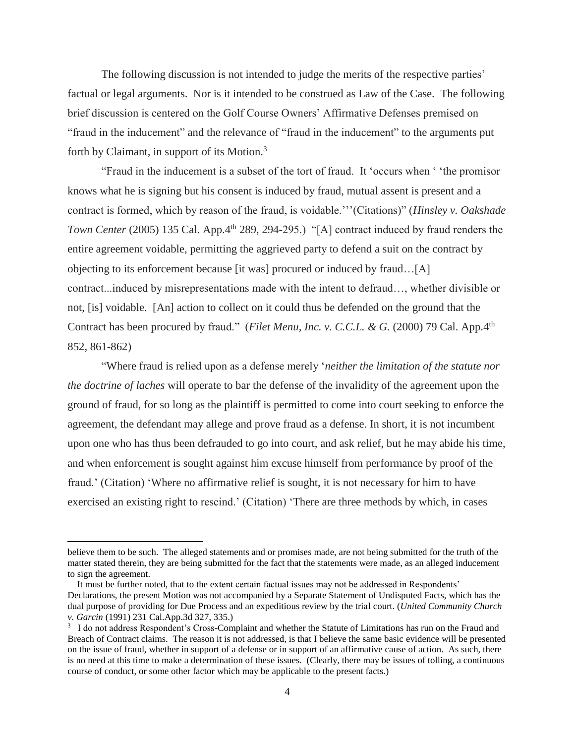The following discussion is not intended to judge the merits of the respective parties' factual or legal arguments. Nor is it intended to be construed as Law of the Case. The following brief discussion is centered on the Golf Course Owners' Affirmative Defenses premised on "fraud in the inducement" and the relevance of "fraud in the inducement" to the arguments put forth by Claimant, in support of its Motion.[3]

"Fraud in the inducement is a subset of the tort of fraud. It 'occurs when ' 'the promisor knows what he is signing but his consent is induced by fraud, mutual assent is present and a contract is formed, which by reason of the fraud, is voidable.'''(Citations)" (*Hinsley v. Oakshade Town Center* (2005) 135 Cal. App.4th 289, 294-295.) "[A] contract induced by fraud renders the entire agreement voidable, permitting the aggrieved party to defend a suit on the contract by objecting to its enforcement because [it was] procured or induced by fraud…[A] contract...induced by misrepresentations made with the intent to defraud…, whether divisible or not, [is] voidable. [An] action to collect on it could thus be defended on the ground that the Contract has been procured by fraud." (*Filet Menu, Inc. v. C.C.L. & G.* (2000) 79 Cal. App.4th 852, 861-862)

"Where fraud is relied upon as a defense merely '*neither the limitation of the statute nor the doctrine of laches* will operate to bar the defense of the invalidity of the agreement upon the ground of fraud, for so long as the plaintiff is permitted to come into court seeking to enforce the agreement, the defendant may allege and prove fraud as a defense. In short, it is not incumbent upon one who has thus been defrauded to go into court, and ask relief, but he may abide his time, and when enforcement is sought against him excuse himself from performance by proof of the fraud.' (Citation) 'Where no affirmative relief is sought, it is not necessary for him to have exercised an existing right to rescind.' (Citation) 'There are three methods by which, in cases

---

believe them to be such. The alleged statements and or promises made, are not being submitted for the truth of the matter stated therein, they are being submitted for the fact that the statements were made, as an alleged inducement to sign the agreement.

It must be further noted, that to the extent certain factual issues may not be addressed in Respondents' Declarations, the present Motion was not accompanied by a Separate Statement of Undisputed Facts, which has the dual purpose of providing for Due Process and an expeditious review by the trial court. (*United Community Church v. Garcin* (1991) 231 Cal.App.3d 327, 335.)

[3] I do not address Respondent's Cross-Complaint and whether the Statute of Limitations has run on the Fraud and Breach of Contract claims. The reason it is not addressed, is that I believe the same basic evidence will be presented on the issue of fraud, whether in support of a defense or in support of an affirmative cause of action. As such, there is no need at this time to make a determination of these issues. (Clearly, there may be issues of tolling, a continuous course of conduct, or some other factor which may be applicable to the present facts.)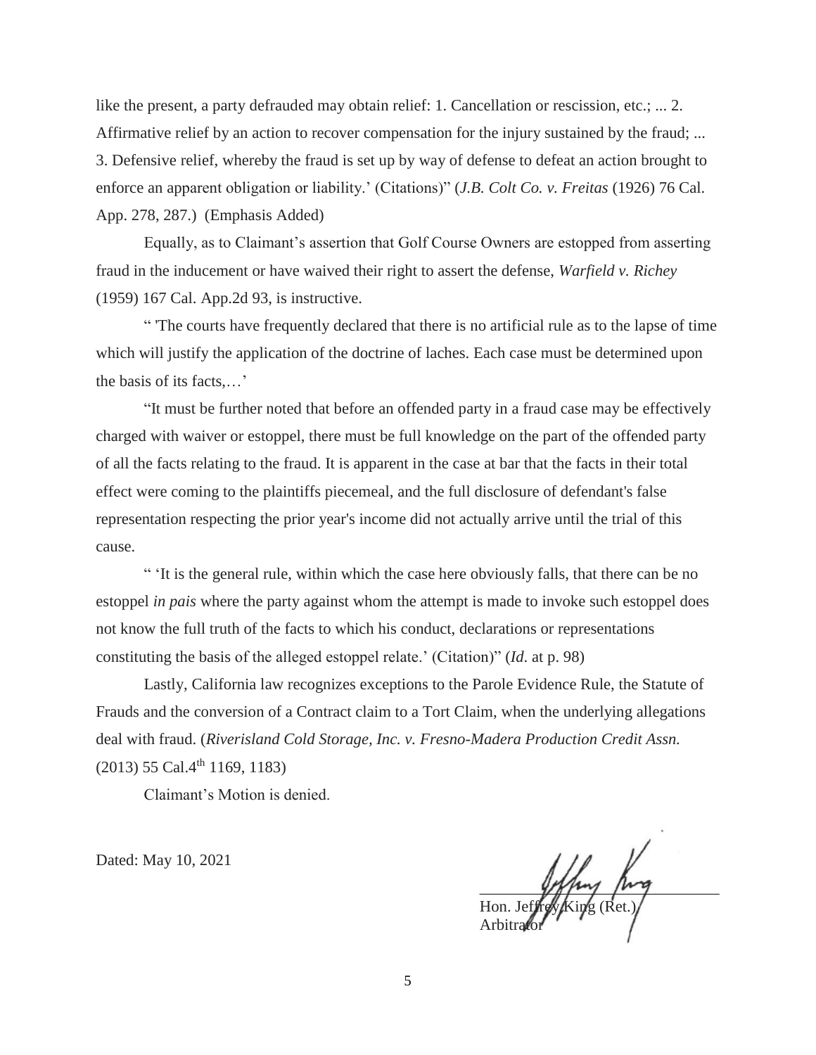like the present, a party defrauded may obtain relief: 1. Cancellation or rescission, etc.; ... 2. Affirmative relief by an action to recover compensation for the injury sustained by the fraud; ... 3. Defensive relief, whereby the fraud is set up by way of defense to defeat an action brought to enforce an apparent obligation or liability.' (Citations)" (*J.B. Colt Co. v. Freitas* (1926) 76 Cal. App. 278, 287.) (Emphasis Added)

Equally, as to Claimant's assertion that Golf Course Owners are estopped from asserting fraud in the inducement or have waived their right to assert the defense, *Warfield v. Richey* (1959) 167 Cal. App.2d 93, is instructive.

" 'The courts have frequently declared that there is no artificial rule as to the lapse of time which will justify the application of the doctrine of laches. Each case must be determined upon the basis of its facts,…'

"It must be further noted that before an offended party in a fraud case may be effectively charged with waiver or estoppel, there must be full knowledge on the part of the offended party of all the facts relating to the fraud. It is apparent in the case at bar that the facts in their total effect were coming to the plaintiffs piecemeal, and the full disclosure of defendant's false representation respecting the prior year's income did not actually arrive until the trial of this cause.

" 'It is the general rule, within which the case here obviously falls, that there can be no estoppel *in pais* where the party against whom the attempt is made to invoke such estoppel does not know the full truth of the facts to which his conduct, declarations or representations constituting the basis of the alleged estoppel relate.' (Citation)" (*Id.* at p. 98)

Lastly, California law recognizes exceptions to the Parole Evidence Rule, the Statute of Frauds and the conversion of a Contract claim to a Tort Claim, when the underlying allegations deal with fraud. (*Riverisland Cold Storage, Inc. v. Fresno-Madera Production Credit Assn.* (2013) 55 Cal.4th 1169, 1183)

Claimant's Motion is denied.

Dated: May 10, 2021

Hon. Jeffrey King (Ret.)
Arbitrator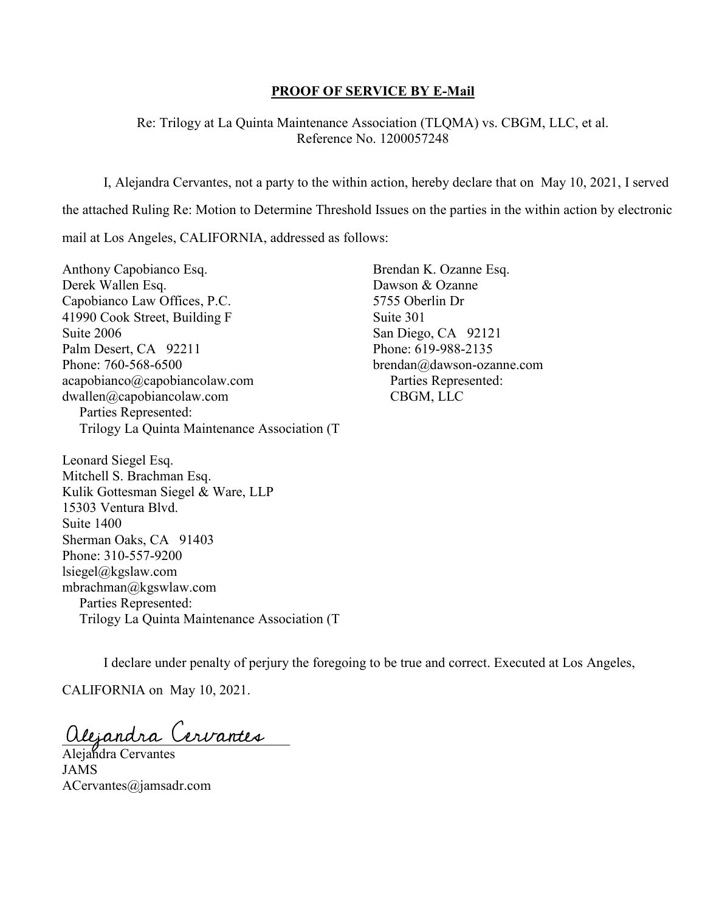**PROOF OF SERVICE BY E-Mail**

Re: Trilogy at La Quinta Maintenance Association (TLQMA) vs. CBGM, LLC, et al.
Reference No. 1200057248

I, Alejandra Cervantes, not a party to the within action, hereby declare that on May 10, 2021, I served the attached Ruling Re: Motion to Determine Threshold Issues on the parties in the within action by electronic mail at Los Angeles, CALIFORNIA, addressed as follows:

Anthony Capobianco Esq.
Derek Wallen Esq.
Capobianco Law Offices, P.C.
41990 Cook Street, Building F
Suite 2006
Palm Desert, CA 92211
Phone: 760-568-6500
acapobianco@capobiancolaw.com
dwallen@capobiancolaw.com
Parties Represented:
Trilogy La Quinta Maintenance Association (T

Brendan K. Ozanne Esq.
Dawson & Ozanne
5755 Oberlin Dr
Suite 301
San Diego, CA 92121
Phone: 619-988-2135
brendan@dawson-ozanne.com
Parties Represented:
CBGM, LLC

Leonard Siegel Esq.
Mitchell S. Brachman Esq.
Kulik Gottesman Siegel & Ware, LLP
15303 Ventura Blvd.
Suite 1400
Sherman Oaks, CA 91403
Phone: 310-557-9200
lsiegel@kgslaw.com
mbrachman@kgswlaw.com
Parties Represented:
Trilogy La Quinta Maintenance Association (T

I declare under penalty of perjury the foregoing to be true and correct. Executed at Los Angeles, CALIFORNIA on May 10, 2021.

Alejandra Cervantes

Alejandra Cervantes
JAMS
ACervantes@jamsadr.com